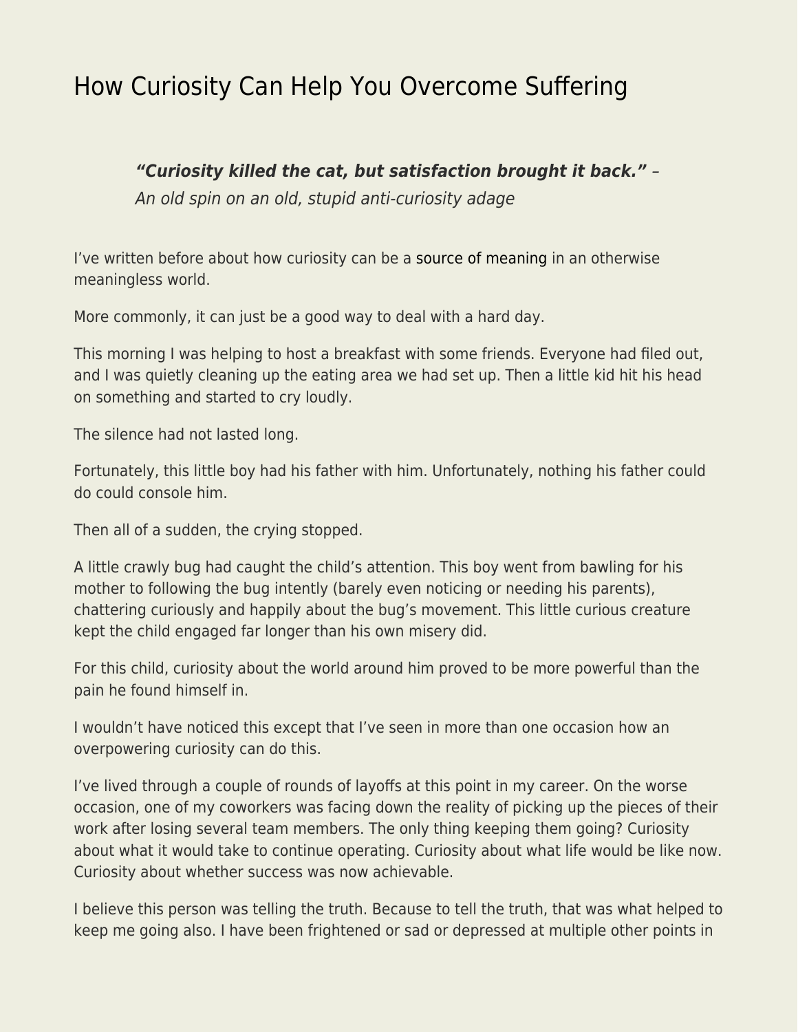# How Curiosity Can Help You Overcome Suffering

> ***"Curiosity killed the cat, but satisfaction brought it back."*** –
> *An old spin on an old, stupid anti-curiosity adage*

I've written before about how curiosity can be a source of meaning in an otherwise meaningless world.

More commonly, it can just be a good way to deal with a hard day.

This morning I was helping to host a breakfast with some friends. Everyone had filed out, and I was quietly cleaning up the eating area we had set up. Then a little kid hit his head on something and started to cry loudly.

The silence had not lasted long.

Fortunately, this little boy had his father with him. Unfortunately, nothing his father could do could console him.

Then all of a sudden, the crying stopped.

A little crawly bug had caught the child's attention. This boy went from bawling for his mother to following the bug intently (barely even noticing or needing his parents), chattering curiously and happily about the bug's movement. This little curious creature kept the child engaged far longer than his own misery did.

For this child, curiosity about the world around him proved to be more powerful than the pain he found himself in.

I wouldn't have noticed this except that I've seen in more than one occasion how an overpowering curiosity can do this.

I've lived through a couple of rounds of layoffs at this point in my career. On the worse occasion, one of my coworkers was facing down the reality of picking up the pieces of their work after losing several team members. The only thing keeping them going? Curiosity about what it would take to continue operating. Curiosity about what life would be like now. Curiosity about whether success was now achievable.

I believe this person was telling the truth. Because to tell the truth, that was what helped to keep me going also. I have been frightened or sad or depressed at multiple other points in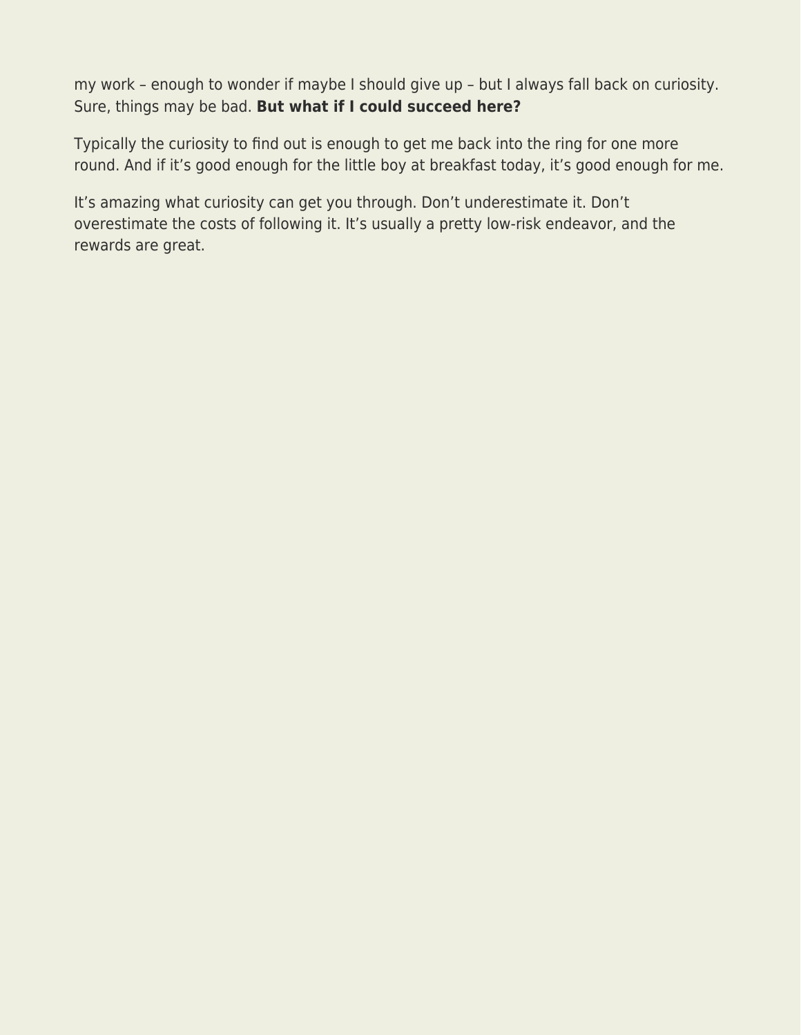my work – enough to wonder if maybe I should give up – but I always fall back on curiosity. Sure, things may be bad. **But what if I could succeed here?**

Typically the curiosity to find out is enough to get me back into the ring for one more round. And if it's good enough for the little boy at breakfast today, it's good enough for me.

It's amazing what curiosity can get you through. Don't underestimate it. Don't overestimate the costs of following it. It's usually a pretty low-risk endeavor, and the rewards are great.